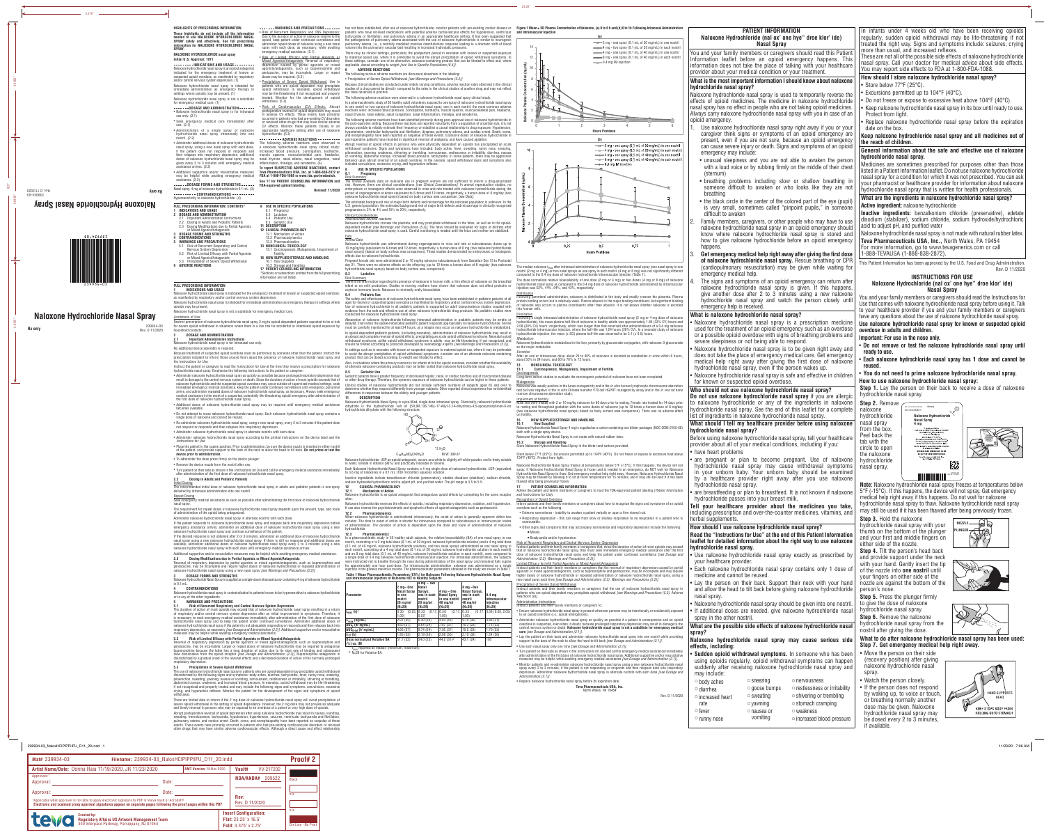# Naloxone Hydrochloride Nasal Spray

Rx only

239934-03
Rev. D 11/2020

## HIGHLIGHTS OF PRESCRIBING INFORMATION

These highlights do not include all the information needed to use NALOXONE HYDROCHLORIDE NASAL SPRAY safely and effectively. See full prescribing information for NALOXONE HYDROCHLORIDE NASAL SPRAY.

**NALOXONE HYDROCHLORIDE nasal spray**
**Initial U.S. Approval: 1971**

### INDICATIONS AND USAGE

Naloxone hydrochloride nasal spray is an opioid antagonist indicated for the emergency treatment of known or suspected opioid overdose, as manifested by respiratory and/or central nervous system depression. (1)

Naloxone hydrochloride nasal spray is intended for immediate administration as emergency therapy in settings where opioids may be present. (1)

Naloxone hydrochloride nasal spray is not a substitute for emergency medical care. (1)

### DOSAGE AND ADMINISTRATION

- Naloxone hydrochloride nasal spray is for intranasal use only. (2.1)
- Seek emergency medical care immediately after use. (2.1)
- Administration of a single spray of naloxone hydrochloride nasal spray intranasally into one nostril. (2.2)
- Administer additional doses of naloxone hydrochloride nasal spray, using a new nasal spray with each dose, if the patient does not respond or responds and then relapses into respiratory depression. Additional doses of naloxone hydrochloride nasal spray may be given every 2 to 3 minutes until emergency medical assistance arrives. (2.2)
- Additional supportive and/or resuscitative measures may be helpful while awaiting emergency medical assistance. (2.2)

### DOSAGE FORMS AND STRENGTHS

Nasal spray: 4 mg of naloxone hydrochloride in 0.1 mL. (3)

### CONTRAINDICATIONS

Hypersensitivity to naloxone hydrochloride. (4)

### WARNINGS AND PRECAUTIONS

- Risk of Recurrent Respiratory and CNS Depression: Due to the duration of action of naloxone relative to the opioid, keep patient under continued surveillance and administer repeat doses of naloxone using a new nasal spray with each dose, as necessary, while awaiting emergency medical assistance. (5.1)
- Risk of Limited Efficacy with Partial Agonists or Mixed Agonists/Antagonists: Reversal of respiratory depression caused by partial agonists or mixed agonists/antagonists, such as buprenorphine and pentazocine, may be incomplete. Large or repeat doses may be required. (5.2)
- Precipitation of Severe Opioid Withdrawal: Use in patients who are opioid dependent may precipitate opioid withdrawal. In neonates, opioid withdrawal may be life-threatening if not recognized and properly treated. Monitor for the development of opioid withdrawal. (5.3)
- Risk of Cardiovascular (CV) Effects: Abrupt postoperative reversal of opioid depression may result in adverse CV effects. These events have primarily occurred in patients who had pre-existing CV disorders or received other drugs that may have similar adverse CV effects. Monitor these patients closely in an appropriate healthcare setting after use of naloxone hydrochloride. (5.3)

### ADVERSE REACTIONS

The following adverse reactions were observed in a naloxone hydrochloride nasal spray clinical study: increased blood pressure, constipation, toothache, muscle spasms, musculoskeletal pain, headache, nasal dryness, nasal edema, nasal congestion, nasal inflammation, rhinalgia, and xeroderma. (6)

**To report SUSPECTED ADVERSE REACTIONS, contact Teva Pharmaceuticals USA, Inc. at 1-888-838-2872 or FDA at 1-800-FDA-1088 or www.fda.gov/medwatch.**

**See 17 for PATIENT COUNSELING INFORMATION and FDA-approved patient labeling.**

Revised: 11/2020

## FULL PRESCRIBING INFORMATION: CONTENTS*

1 INDICATIONS AND USAGE
2 DOSAGE AND ADMINISTRATION
2.1 Important Administration Instructions
2.2 Dosing in Adults and Pediatric Patients
2.3 Dosing Modifications due to Partial Agonists or Mixed Agonist/Antagonists
3 DOSAGE FORMS AND STRENGTHS
4 CONTRAINDICATIONS
5 WARNINGS AND PRECAUTIONS
5.1 Risk of Recurrent Respiratory and Central Nervous System Depression
5.2 Risk of Limited Efficacy with Partial Agonists or Mixed Agonists/Antagonists
5.3 Precipitation of Severe Opioid Withdrawal
6 ADVERSE REACTIONS
8 USE IN SPECIFIC POPULATIONS
8.1 Pregnancy
8.2 Lactation
8.4 Pediatric Use
8.5 Geriatric Use
11 DESCRIPTION
12 CLINICAL PHARMACOLOGY
12.1 Mechanism of Action
12.2 Pharmacodynamics
12.3 Pharmacokinetics
13 NONCLINICAL TOXICOLOGY
13.1 Carcinogenesis, Mutagenesis, Impairment of Fertility
16 HOW SUPPLIED/STORAGE AND HANDLING
16.1 How Supplied
16.2 Storage and Handling
17 PATIENT COUNSELING INFORMATION

*Sections or subsections omitted from the full prescribing information are not listed.

## FULL PRESCRIBING INFORMATION

### 1 INDICATIONS AND USAGE

Naloxone hydrochloride nasal spray is indicated for the emergency treatment of known or suspected opioid overdose, as manifested by respiratory and/or central nervous system depression.

Naloxone hydrochloride nasal spray is intended for immediate administration as emergency therapy in settings where opioids may be present.

Naloxone hydrochloride nasal spray is not a substitute for emergency medical care.

### 2 DOSAGE AND ADMINISTRATION

#### 2.1 Important Administration Instructions

Naloxone hydrochloride nasal spray is for intranasal use only.

No additional device assembly is required.

Because treatment of suspected opioid overdose must be performed by someone other than the patient, instruct the prescription recipient to inform those around them about the presence of naloxone hydrochloride nasal spray and the Instructions for Use.

Instruct the patient or caregiver to read the Instructions for Use at the time they receive a prescription for naloxone hydrochloride nasal spray. Emphasize the following instructions to the patient or caregiver:

- Administer naloxone hydrochloride nasal spray as quickly as possible because prolonged respiratory depression may result in damage to the central nervous system or death. Since the duration of action of most opioids exceeds that of naloxone hydrochloride and the suspected opioid overdose may occur outside of supervised medical settings, seek immediate emergency medical assistance, keep the patient under continued surveillance until emergency personnel arrive, and administer repeat doses of naloxone hydrochloride nasal spray, as necessary. Always seek emergency medical assistance in the event of a suspected, potentially life-threatening opioid emergency after administration of the first dose of naloxone hydrochloride nasal spray.
- Additional doses of naloxone hydrochloride nasal spray may be required until emergency medical assistance becomes available.
- Do not attempt to reuse naloxone hydrochloride nasal spray. Each naloxone hydrochloride nasal spray contains a single dose of naloxone and cannot be reused.
- Re-administer naloxone hydrochloride nasal spray, using a new nasal spray, every 2 to 3 minutes if the patient does not respond or responds and then relapses into respiratory depression.
- Administer naloxone hydrochloride nasal spray in alternate nostrils with each dose.
- Administer naloxone hydrochloride nasal spray according to the printed instructions on the device label and the *Instructions for Use*.
- Place the patient in the supine position. Prior to administration, be sure the device nozzle is inserted in either nostril of the patient, and provide support to the back of the neck to allow the head to tilt back. **Do not prime or test the device prior to administration.**
- To administer the dose press firmly on the device plunger.
- Remove the device nozzle from the nostril after use.
- Turn patient on their side as shown in the *Instructions for Use* and call for emergency medical assistance immediately after administration of the first dose of naloxone hydrochloride nasal spray.

#### 2.2 Dosing in Adults and Pediatric Patients

*Initial Dosing*

The recommended initial dose of naloxone hydrochloride nasal spray in adults and pediatric patients is one spray delivered by intranasal administration into one nostril.

*Repeat Dosing*

Seek emergency medical assistance as soon as possible after administering the first dose of naloxone hydrochloride nasal spray.

The requirement for repeat doses of naloxone hydrochloride nasal spray depends upon the amount, type, and route of administration of the opioid being antagonized.

Administer naloxone hydrochloride nasal spray in alternate nostrils with each dose.

If the patient responds to naloxone hydrochloride nasal spray and relapses back into respiratory depression before emergency assistance arrives, administer an additional dose of naloxone hydrochloride nasal spray using a new naloxone hydrochloride nasal spray and continue surveillance of the patient.

If the desired response is not obtained after 2 or 3 minutes, administer an additional dose of naloxone hydrochloride nasal spray using a new naloxone hydrochloride nasal spray. If there is still no response and additional doses are available, administer additional doses of naloxone hydrochloride nasal spray every 2 to 3 minutes using a new naloxone hydrochloride nasal spray with each dose until emergency medical assistance arrives.

Additional supportive and/or resuscitative measures may be helpful while awaiting emergency medical assistance.

#### 2.3 Dosing Modifications due to Partial Agonists or Mixed Agonist/Antagonists

Reversal of respiratory depression by partial agonists or mixed agonist/antagonists, such as buprenorphine and pentazocine, may be incomplete or require higher doses of naloxone hydrochloride or repeated administration of naloxone hydrochloride nasal spray using a new nasal spray *[see Warnings and Precautions (5.2)]*.

### 3 DOSAGE FORMS AND STRENGTHS

Naloxone Hydrochloride Nasal Spray is supplied as a single-dose intranasal spray containing 4 mg of naloxone hydrochloride in 0.1 mL.

### 4 CONTRAINDICATIONS

Naloxone hydrochloride nasal spray is contraindicated in patients known to be hypersensitive to naloxone hydrochloride or to any of the other ingredients.

### 5 WARNINGS AND PRECAUTIONS

#### 5.1 Risk of Recurrent Respiratory and Central Nervous System Depression

The duration of action of most opioids may exceed that of naloxone hydrochloride nasal spray resulting in a return of respiratory and/or central nervous system depression after an initial improvement in symptoms. Therefore, it is necessary to seek emergency medical assistance immediately after administration of the first dose of naloxone hydrochloride nasal spray and to keep the patient under continued surveillance. Administer additional doses of naloxone hydrochloride nasal spray if the patient is not adequately responding or responds and then relapses back into respiratory depression, as necessary *[see Dosage and Administration (2.2)]*. Additional supportive and/or resuscitative measures may be helpful while awaiting emergency medical assistance.

#### 5.2 Risk of Limited Efficacy with Partial Agonists or Mixed Agonists/Antagonists

Reversal of respiratory depression caused by partial agonists or mixed agonists/antagonists, such as buprenorphine and pentazocine, may be incomplete. Large or repeat doses of naloxone hydrochloride may be required to antagonize buprenorphine because the latter has a long duration of action due to its slow rate of binding and subsequent slow dissociation from the opioid receptor *[see Dosage and Administration (2.3)]*. Buprenorphine antagonism is characterized by a gradual onset of the reversal effects and a decreased duration of action of the normally prolonged respiratory depression.

#### 5.3 Precipitation of Severe Opioid Withdrawal

The use of naloxone hydrochloride nasal spray in patients who are opioid-dependent may precipitate opioid withdrawal characterized by the following signs and symptoms: body aches, diarrhea, tachycardia, fever, runny nose, sneezing, piloerection, sweating, yawning, nausea or vomiting, nervousness, restlessness or irritability, shivering or trembling, abdominal cramps, weakness, and increased blood pressure. In neonates, opioid withdrawal may be life-threatening if not recognized and properly treated and may include the following signs and symptoms: convulsions, excessive crying, and hyperactive reflexes. Monitor the patient for the development of the signs and symptoms of opioid withdrawal.

There are limited data to inform if the 2 mg dose of naloxone hydrochloride nasal spray will avoid precipitation of severe opioid withdrawal in the setting of opioid dependence. However, the 2 mg dose may not provide an adequate and timely reversal in persons who may be exposed to an overdose of a potent or very high dose of opioids.

Abrupt postoperative reversal of opioid depression after using naloxone hydrochloride may result in nausea, vomiting, sweating, tremulousness, tachycardia, hypotension, hypertension, seizures, ventricular tachycardia and fibrillation, pulmonary edema, and cardiac arrest. Death, coma, and encephalopathy have been reported as sequelae of these events. These events have primarily occurred in patients who had pre-existing cardiovascular disorders or received other drugs that may have similar adverse cardiovascular effects. Although a direct cause and effect relationship has not been established, after use of naloxone hydrochloride, monitor patients with pre-existing cardiac disease or patients who have received medications with potential adverse cardiovascular effects for hypotension, ventricular tachycardia or fibrillation, and pulmonary edema in an appropriate healthcare setting. It has been suggested that the pathogenesis of pulmonary edema associated with the use of naloxone hydrochloride is similar to neurogenic pulmonary edema, i.e., a centrally mediated massive catecholamine response leading to a dramatic shift of blood volume into the pulmonary vascular bed resulting in increased hydrostatic pressures.

There may be clinical settings, particularly the postpartum period in neonates with known or suspected exposure to maternal opioid use, where it is preferable to avoid the abrupt precipitation of opioid withdrawal symptoms. In these settings, consider use of an alternative, naloxone-containing product that can be titrated to effect and, where applicable, dosed according to weight *[see Use in Specific Populations (8.4)]*.

### 6 ADVERSE REACTIONS

The following serious adverse reactions are discussed elsewhere in the labeling:

- Precipitation of Severe Opioid Withdrawal *[see Warnings and Precautions (5.3)]*

Because clinical studies are conducted under widely varying conditions, adverse reaction rates observed in the clinical studies of a drug cannot be directly compared to the rates in the clinical studies of another drug and may not reflect the rates observed in practice.

The following adverse reactions were observed in a naloxone hydrochloride nasal spray clinical study.

In a pharmacokinetic study of 30 healthy adult volunteers exposed to one spray of naloxone hydrochloride nasal spray in one nostril or two sprays of naloxone hydrochloride nasal spray, one in each nostril, the most common adverse reactions were: increased blood pressure, constipation, toothache, muscle spasms, musculoskeletal pain, headache, nasal dryness, nasal edema, nasal congestion, nasal inflammation, rhinalgia, and xeroderma.

The following adverse reactions have been identified primarily during post-approval use of naloxone hydrochloride in the post-operative setting. Because these reactions are reported voluntarily from a population of uncertain size, it is not always possible to reliably estimate their frequency or establish a causal relationship to drug exposure: Hypotension, hypertension, ventricular tachycardia and fibrillation, dyspnea, pulmonary edema, and cardiac arrest. Death, coma, and encephalopathy have been reported as sequelae of these events. Excessive doses of naloxone hydrochloride in post-operative patients have resulted in significant reversal of analgesia, and have caused agitation.

Abrupt reversal of opioid effects in persons who were physically dependent on opioids has precipitated an acute withdrawal syndrome. Signs and symptoms have included: body aches, fever, sweating, runny nose, sneezing, piloerection, yawning, weakness, shivering or trembling, nervousness, restlessness or irritability, diarrhea, nausea or vomiting, abdominal cramps, increased blood pressure, tachycardia. In some patients, there may be aggressive behavior upon abrupt reversal of an opioid overdose. In the neonate, opioid withdrawal signs and symptoms also included convulsions, excessive crying, and hyperactive reflexes.

### 8 USE IN SPECIFIC POPULATIONS

#### 8.1 Pregnancy

*Risk Summary*

The limited available data on naloxone use in pregnant women are not sufficient to inform a drug-associated risk. However, there are clinical considerations *[see Clinical Considerations]*. In animal reproduction studies, no embryotoxic or teratogenic effects were observed in mice and rats treated with naloxone hydrochloride during the period of organogenesis at doses equivalent to 6-times and 12-times, respectively, a human dose of 8 mg (two naloxone hydrochloride nasal sprays) based on body surface area comparison *[see Data]*.

The estimated background risk of major birth defects and miscarriage for the indicated population is unknown. In the U.S. general population, the estimated background risk of major birth defects and miscarriage in clinically recognized pregnancies is 2% to 4% and 15% to 20%, respectively.

*Clinical Considerations*

*Fetal/Neonatal adverse reactions*

Naloxone hydrochloride crosses the placenta, and may precipitate withdrawal in the fetus, as well as in the opioid-dependent mother *[see Warnings and Precautions (5.3)]*. The fetus should be evaluated for signs of distress after naloxone hydrochloride nasal spray is used. Careful monitoring is needed until the fetus and mother are stabilized.

*Data*

*Animal Data*

Naloxone hydrochloride was administered during organogenesis to mice and rats at subcutaneous doses up to 10 mg/kg/day (equivalent to 6-times and 12-times, respectively, a human dose of 8 mg (two naloxone hydrochloride nasal sprays) based on body surface area comparison). These studies demonstrated no embryotoxic or teratogenic effects due to naloxone hydrochloride.

Pregnant female rats were administered 2 or 10 mg/kg naloxone subcutaneously from Gestation Day 15 to Postnatal day 21. There were no adverse effects on the offspring (up to 12-times a human dose of 8 mg/day (two naloxone hydrochloride nasal sprays) based on body surface area comparison).

#### 8.2 Lactation

*Risk Summary*

There is no information regarding the presence of naloxone in human milk, or the effects of naloxone on the breastfed infant or on milk production. Studies in nursing mothers have shown that naloxone does not affect prolactin or oxytocin hormone levels. Naloxone is minimally orally bioavailable.

#### 8.4 Pediatric Use

The safety and effectiveness of naloxone hydrochloride nasal spray have been established in pediatric patients of all ages for known or suspected opioid overdose as manifested by respiratory and/or central nervous system depression. Use of naloxone hydrochloride in all pediatric patients is supported by adult bioequivalence studies coupled with evidence from the safe and effective use of other naloxone hydrochloride drug products. No pediatric studies were conducted for naloxone hydrochloride nasal spray.

Absorption of naloxone hydrochloride following intranasal administration in pediatric patients may be erratic or delayed. Even when the opiate-intoxicated pediatric patient responds appropriately to naloxone hydrochloride, he/she must be carefully monitored for at least 24 hours, as a relapse may occur as naloxone is metabolized.

In opioid-dependent pediatric patients, (including neonates), administration of naloxone hydrochloride may result in an abrupt and complete reversal of opioid effects, precipitating an acute opioid withdrawal syndrome. Neonatal opioid withdrawal syndrome, unlike opioid withdrawal syndrome in adults, may be life-threatening if not recognized, and should be treated according to protocols developed by neonatology experts *[see Warnings and Precautions (5.3)]*.

In settings such as in neonates with known or suspected exposure to maternal opioid use, where it may be preferable to avoid the abrupt precipitation of opioid withdrawal symptoms, consider use of an alternate naloxone-containing product that can be dosed according to weight and titrated to effect.

Also, in situations where the primary concern is for infants at risk for opioid overdose, consider whether the availability of alternate naloxone-containing products may be better suited than naloxone hydrochloride nasal spray.

#### 8.5 Geriatric Use

Geriatric patients have a greater frequency of decreased hepatic, renal, or cardiac function and of concomitant disease or other drug therapy. Therefore, the systemic exposure of naloxone hydrochloride can be higher in these patients.

Clinical studies of naloxone hydrochloride did not include sufficient numbers of subjects aged 65 and over to determine whether they respond differently from younger subjects. Other reported clinical experience has not identified differences in responses between the elderly and younger patients.

### 11 DESCRIPTION

Naloxone Hydrochloride Nasal Spray is a pre-filled, single dose intranasal spray. Chemically, naloxone hydrochloride dihydrate is the hydrochloride salt of (5R,9R,13S,14S)-17-Allyl-4,5-epoxy-3,14-dihydroxymorphinan-6-one hydrochloride dihydrate with the following structure:

$C_{19}H_{21}NO_4 \cdot HCl \cdot 2H_2O$ M.W. 399.87

Naloxone hydrochloride, USP an opioid antagonist, occurs as a white to slightly off-white powder, and is freely soluble in water, soluble in ethanol (96%) and practically insoluble in toluene.

Each Naloxone Hydrochloride Nasal Spray contains a 4 mg single dose of naloxone hydrochloride, USP (equivalent to 3.6 mg of naloxone) in a 0.1 mL (100 microliter) aqueous solution.

Inactive ingredients include benzalkonium chloride (preservative), edetate disodium (stabilizer), sodium chloride, sodium hydroxide/hydrochloric acid to adjust pH, and purified water. The pH range is 3.5 to 5.5.

### 12 CLINICAL PHARMACOLOGY

#### 12.1 Mechanism of Action

Naloxone hydrochloride is an opioid antagonist that antagonizes opioid effects by competing for the same receptor sites.

Naloxone hydrochloride reverses the effects of opioids, including respiratory depression, sedation, and hypotension. It can also reverse the psychotomimetic and dysphoric effects of agonist-antagonists such as pentazocine.

#### 12.2 Pharmacodynamics

When naloxone hydrochloride is administered intravenously, the onset of action is generally apparent within two minutes. The time to onset of action is shorter for intravenous compared to subcutaneous or intramuscular routes of administration. The duration of action is dependent upon the dose and route of administration of naloxone hydrochloride.

#### 12.3 Pharmacokinetics

In a pharmacokinetic study in 30 healthy adult subjects, the relative bioavailability (BA) of one nasal spray in one nostril, consisting of a 2 mg total dose (0.1 mL of 20 mg/mL naloxone hydrochloride solution) and a 4 mg total dose (0.1 mL of 40 mg/mL naloxone hydrochloride solution), and two nasal sprays administered as one nasal spray in each nostril, consisting of a 4 mg total dose (0.1 mL of 20 mg/mL naloxone hydrochloride solution in each nostril) and an 8 mg total dose (0.1 mL of 40 mg/mL naloxone hydrochloride solution in each nostril), were compared to a single dose of 0.4 mg naloxone hydrochloride intramuscular injection. For intranasal administration, the subjects were instructed not to breathe through the nose during administration of the nasal spray, and remained fully supine for approximately one hour post-dose. For intramuscular administration, naloxone was administered as a single injection in the gluteus maximus muscle. The pharmacokinetic parameters obtained in the study are shown in Table 1.

**Table 1 Mean Pharmacokinetic Parameters (CV%) for Naloxone Following Naloxone Hydrochloride Nasal Spray and Intramuscular Injection of Naloxone HCl to Healthy Subjects**

| Parameter | 2 mg – One Nasal Spray in one nostril 20 mg/mL (N=29) | 4 mg – Two Nasal Sprays one in each nostril 20 mg/mL (N=29) | 4 mg – One Nasal Spray in one nostril 40 mg/mL (N=29) | 8 mg – Two Nasal Sprays one in each nostril 40 mg/mL (N=29) | 0.4 mg Intramuscular Injection (N=29) |
|---|---|---|---|---|---|
| $t_{max}$ (h)* | 0.33 (0.25, 1.00) | 0.33 (0.17, 0.57) | 0.50 (0.17, 1.00) | 0.33 (0.17, 1.00) | 0.38 (0.08, 2.05) |
| $C_{max}$ (ng/mL) | 2.91 (35) | 6.30 (34) | 4.83 (43) | 9.70 (36) | 0.88 (31) |
| $AUC_t$ (hr.ng/mL) | 4.60 (27) | 9.64 (24) | 7.87 (37) | 15.3 (23) | 1.75 (23) |
| $AUC_{0-inf}$ (hr.ng/mL) | 4.66 (27) | 9.74 (24) | 7.95 (37) | 15.5 (23) | 1.79 (23) |
| $t_{1/2}$ (h) | 1.85 (33) | 2.19 (33) | 2.08 (30) | 2.10 (32) | 1.24 (26) |
| Dose normalized Relative BA (%) vs. IM | 51.7 (22) | 54.0 (23) | 44.2 (31)† | 43.1 (24) | 100 |

* $t_{max}$ reported as median (minimum, maximum)
† N=28 for Relative BA

**Figure 1 Mean ± SD Plasma Concentration of Naloxone, (a) 0 h to 6 h and (b) 0 to 1h Following Intranasal Administration and Intramuscular Injection**

(a)

- 2 mg – one spray (0.1 mL of 20 mg/mL) in one nostril
- 4 mg – two sprays (0.1 mL of 20 mg/mL) in each nostril
- 4 mg – one spray (0.1 mL of 40 mg/mL) in one nostril
- 8 mg – two sprays (0.1 mL of 40 mg/mL) in each nostril
- 0.4 mg IM Injection

Naloxone Plasma Concentration (ng/mL) vs. Hours Postdose

(b)

Naloxone Plasma Concentration (ng/mL) vs. Hours Postdose

The median naloxone $t_{max}$ after intranasal administration of naloxone hydrochloride nasal spray (one nasal spray in one nostril (2 mg or 4 mg) or two nasal sprays as one spray in each nostril (4 mg or 8 mg)) was not significantly different compared to the 0.4 mg dose of naloxone hydrochloride intramuscular injection (Table 1).

The dose normalized relative bioavailability of one dose (2 mg or 4 mg) or two doses (4 mg or 8 mg) of naloxone hydrochloride nasal spray as compared to the 0.4 mg dose of naloxone hydrochloride administered by intramuscular injection was 52%, 44%, 54%, and 43%, respectively.

*Distribution*

Following parenteral administration, naloxone is distributed in the body and readily crosses the placenta. Plasma protein binding occurs but is relatively weak. Plasma albumin is the major binding constituent, but significant binding of naloxone also occurs to plasma constituents other than albumin. It is not known whether naloxone is excreted into human milk.

*Elimination*

Following a single intranasal administration of naloxone hydrochloride nasal spray (2 mg or 4 mg dose of naloxone hydrochloride), the mean plasma half-life of naloxone in healthy adults was approximately 1.85 (33% CV) hours and 2.08 (30% CV) hours, respectively, which was longer than that observed after administrations of a 0.4 mg naloxone hydrochloride intramuscular injection, where the half-life was 1.24 hours (26% CV). In a neonatal study of naloxone hydrochloride injection, the mean (± SD) plasma half-life was observed to be 3.1 (± 0.5) hours.

*Metabolism*

Naloxone hydrochloride is metabolized in the liver, primarily by glucuronide conjugation, with naloxone-3-glucoronide as the major metabolite.

*Excretion*

After an oral or intravenous dose, about 25 to 40% of naloxone is excreted as metabolites in urine within 6 hours, about 50% in 24 hours, and 60 to 70% in 72 hours.

### 13 NONCLINICAL TOXICOLOGY

#### 13.1 Carcinogenesis, Mutagenesis, Impairment of Fertility

*Carcinogenesis*

Long-term animal studies to evaluate the carcinogenic potential of naloxone have not been completed.

*Mutagenesis*

Naloxone was weakly positive in the Ames mutagenicity and in the in vitro human lymphocyte chromosome aberration test but was negative in the in vitro Chinese hamster V79 cell HGPRT mutagenicity assay and in the in vivo rat bone marrow chromosome aberration study.

*Impairment of Fertility*

Male rats were treated with 2 or 10 mg/kg naloxone for 60 days prior to mating. Female rats treated for 14 days prior to mating and throughout gestation with the same doses of naloxone (up to 12-times a human dose of 8 mg/day (two naloxone hydrochloride nasal sprays) based on body surface area comparison). There was no adverse effect on fertility.

### 16 HOW SUPPLIED/STORAGE AND HANDLING

#### 16.1 How Supplied

Naloxone Hydrochloride Nasal Spray 4 mg is supplied as a carton containing two blister packages (NDC 0093-2165-68) each with a single spray device.

Naloxone Hydrochloride Nasal Spray is not made with natural rubber latex.

#### 16.2 Storage and Handling

Store Naloxone Hydrochloride Nasal Spray in the blister and cartons provided.

Store below 77°F (25°C). Excursions permitted up to 104°F (40°C). Do not freeze or expose to excessive heat above 104°F (40°C). Protect from light.

Naloxone Hydrochloride Nasal Spray freezes at temperatures below 5°F (-15°C). If this happens, the device will not spray. If Naloxone Hydrochloride Nasal Spray is frozen and is needed in an emergency, do NOT wait for Naloxone Hydrochloride Nasal Spray to thaw. Get emergency medical help right away. Naloxone Hydrochloride Nasal Spray may be thawed by allowing it to sit at room temperature for 15 minutes, and it may still be used if it has been thawed after being previously frozen.

### 17 PATIENT COUNSELING INFORMATION

Advise the patient and family members or caregivers to read the FDA-approved patient labeling (Patient Information and Instructions for Use).

*Recognition of Opioid Overdose*

Inform patients and their family members or caregivers about how to recognize the signs and symptoms of an opioid overdose such as the following:

- Extreme somnolence - inability to awaken a patient verbally or upon a firm sternal rub.
- Respiratory depression - this can range from slow or shallow respiration to no respiration in a patient who is unarousable.
- Other signs and symptoms that may accompany somnolence and respiratory depression include the following:
  - Miosis
  - Bradycardia and/or hypotension

*Risk of Recurrent Respiratory and Central Nervous System Depression*

Instruct patients and their family members or caregivers that, since the duration of action of most opioids may exceed that of naloxone hydrochloride nasal spray, they must seek immediate emergency medical assistance after the first dose of naloxone hydrochloride nasal spray and keep the patient under continued surveillance *[see Dosage and Administration (2.2) and Warnings and Precautions (5.1)]*.

*Limited Efficacy for/with Partial Agonists or Mixed Agonists/Antagonists*

Instruct patients and their family members or caregivers that the reversal of respiratory depression caused by partial agonists or mixed agonists/antagonists, such as buprenorphine and pentazocine, may be incomplete and may require higher doses of naloxone hydrochloride or repeated administration of naloxone hydrochloride nasal spray, using a new nasal spray each time *[see Dosage and Administration (2.3), Warnings and Precautions (5.2)]*.

*Precipitation of Severe Opioid Withdrawal*

Instruct patients and their family members or caregivers that the use of naloxone hydrochloride nasal spray in patients who are opioid dependent may precipitate opioid withdrawal *[see Warnings and Precautions (5.3), Adverse Reactions (6)]*.

*Administration Instructions*

Instruct patients and their family members or caregivers to:

- Ensure naloxone hydrochloride nasal spray is present whenever persons may be intentionally or accidentally exposed to an opioid overdose (i.e., opioid emergencies).
- Administer naloxone hydrochloride nasal spray as quickly as possible if a patient is unresponsive and an opioid overdose is suspected, even when in doubt, because prolonged respiratory depression may result in damage to the central nervous system or death. **Naloxone hydrochloride nasal spray is not a substitute for emergency medical care** *[see Dosage and Administration (2.1)]*.
- Lay the patient on their back and administer naloxone hydrochloride nasal spray into one nostril while providing support to the back of the neck to allow the head to tilt back *[see Dosage and Administration (2.1)]*.
- Use each nasal spray only one time *[see Dosage and Administration (2.1)]*.
- Turn patient on their side as shown in the *Instructions for Use* and call for emergency medical assistance immediately after administration of the first dose of naloxone hydrochloride nasal spray. Additional supportive and/or resuscitative measures may be helpful while awaiting emergency medical assistance.
- Monitor patients and re-administer naloxone hydrochloride nasal spray using a new naloxone hydrochloride nasal spray every 2 to 3 minutes, if the patient is not responding or responds and then relapses back into respiratory depression. Administer naloxone hydrochloride nasal spray in alternate nostrils with each dose *[see Dosage and Administration (2.2)]*.
- Replace naloxone hydrochloride nasal spray before its expiration date.

**Teva Pharmaceuticals USA, Inc.**
North Wales, PA 19454

Rev. D 11/2020

# PATIENT INFORMATION
## Naloxone Hydrochloride (nal ox' one hye'' droe klor' ide) Nasal Spray

You and your family members or caregivers should read this Patient Information leaflet before an opioid emergency happens. This information does not take the place of talking with your healthcare provider about your medical condition or your treatment.

**What is the most important information I should know about naloxone hydrochloride nasal spray?**

Naloxone hydrochloride nasal spray is used to temporarily reverse the effects of opioid medicines. The medicine in naloxone hydrochloride nasal spray has no effect in people who are not taking opioid medicines. Always carry naloxone hydrochloride nasal spray with you in case of an opioid emergency.

1. Use naloxone hydrochloride nasal spray right away if you or your caregiver think signs or symptoms of an opioid emergency are present, even if you are not sure, because an opioid emergency can cause severe injury or death. Signs and symptoms of an opioid emergency may include:
   - unusual sleepiness and you are not able to awaken the person with a loud voice or by rubbing firmly on the middle of their chest (sternum)
   - breathing problems including slow or shallow breathing in someone difficult to awaken or who looks like they are not breathing
   - the black circle in the center of the colored part of the eye (pupil) is very small, sometimes called "pinpoint pupils," in someone difficult to awaken
2. Family members, caregivers, or other people who may have to use naloxone hydrochloride nasal spray in an opioid emergency should know where naloxone hydrochloride nasal spray is stored and how to give naloxone hydrochloride before an opioid emergency happens.
3. **Get emergency medical help right away after giving the first dose of naloxone hydrochloride nasal spray.** Rescue breathing or CPR (cardiopulmonary resuscitation) may be given while waiting for emergency medical help.
4. The signs and symptoms of an opioid emergency can return after naloxone hydrochloride nasal spray is given. If this happens, give another dose after 2 to 3 minutes using a new naloxone hydrochloride nasal spray and watch the person closely until emergency help is received.

**What is naloxone hydrochloride nasal spray?**

- Naloxone hydrochloride nasal spray is a prescription medicine used for the treatment of an opioid emergency such as an overdose or a possible opioid overdose with signs of breathing problems and severe sleepiness or not being able to respond.
- Naloxone hydrochloride nasal spray is to be given right away and does not take the place of emergency medical care. Get emergency medical help right away after giving the first dose of naloxone hydrochloride nasal spray, even if the person wakes up.
- Naloxone hydrochloride nasal spray is safe and effective in children for known or suspected opioid overdose.

**Who should not use naloxone hydrochloride nasal spray?**

**Do not use naloxone hydrochloride nasal spray** if you are allergic to naloxone hydrochloride or any of the ingredients in naloxone hydrochloride nasal spray. See the end of this leaflet for a complete list of ingredients in naloxone hydrochloride nasal spray.

**What should I tell my healthcare provider before using naloxone hydrochloride nasal spray?**

Before using naloxone hydrochloride nasal spray, tell your healthcare provider about all of your medical conditions, including if you:

- have heart problems
- are pregnant or plan to become pregnant. Use of naloxone hydrochloride nasal spray may cause withdrawal symptoms in your unborn baby. Your unborn baby should be examined by a healthcare provider right away after you use naloxone hydrochloride nasal spray.
- are breastfeeding or plan to breastfeed. It is not known if naloxone hydrochloride passes into your breast milk.

**Tell your healthcare provider about the medicines you take,** including prescription and over-the-counter medicines, vitamins, and herbal supplements.

**How should I use naloxone hydrochloride nasal spray?**

**Read the "Instructions for Use" at the end of this Patient Information leaflet for detailed information about the right way to use naloxone hydrochloride nasal spray.**

- Use naloxone hydrochloride nasal spray exactly as prescribed by your healthcare provider.
- Each naloxone hydrochloride nasal spray contains only 1 dose of medicine and cannot be reused.
- Lay the person on their back. Support their neck with your hand and allow the head to tilt back before giving naloxone hydrochloride nasal spray.
- Naloxone hydrochloride nasal spray should be given into one nostril.
- If additional doses are needed, give naloxone hydrochloride nasal spray in the other nostril.

**What are the possible side effects of naloxone hydrochloride nasal spray?**

**Naloxone hydrochloride nasal spray may cause serious side effects, including:**

- **Sudden opioid withdrawal symptoms.** In someone who has been using opioids regularly, opioid withdrawal symptoms can happen suddenly after receiving naloxone hydrochloride nasal spray and may include:

| | | |
|---|---|---|
| ○ body aches | ○ sneezing | ○ nervousness |
| ○ diarrhea | ○ goose bumps | ○ restlessness or irritability |
| ○ increased heart rate | ○ sweating | ○ shivering or trembling |
| ○ fever | ○ yawning | ○ stomach cramping |
| ○ runny nose | ○ nausea or vomiting | ○ weakness |
| | | ○ increased blood pressure |

In infants under 4 weeks old who have been receiving opioids regularly, sudden opioid withdrawal may be life-threatening if not treated the right way. Signs and symptoms include: seizures, crying more than usual, and increased reflexes.

These are not all of the possible side effects of naloxone hydrochloride nasal spray. Call your doctor for medical advice about side effects. You may report side effects to FDA at 1-800-FDA-1088.

**How should I store naloxone hydrochloride nasal spray?**

- Store below 77°F (25°C).
- Excursions permitted up to 104°F (40°C).
- Do not freeze or expose to excessive heat above 104°F (40°C).
- Keep naloxone hydrochloride nasal spray in its box until ready to use. Protect from light.
- Replace naloxone hydrochloride nasal spray before the expiration date on the box.

**Keep naloxone hydrochloride nasal spray and all medicines out of the reach of children.**

**General information about the safe and effective use of naloxone hydrochloride nasal spray.**

Medicines are sometimes prescribed for purposes other than those listed in a Patient Information leaflet. Do not use naloxone hydrochloride nasal spray for a condition for which it was not prescribed. You can ask your pharmacist or healthcare provider for information about naloxone hydrochloride nasal spray that is written for health professionals.

**What are the ingredients in naloxone hydrochloride nasal spray?**

**Active ingredient:** naloxone hydrochloride

**Inactive ingredients:** benzalkonium chloride (preservative), edetate disodium (stabilizer), sodium chloride, sodium hydroxide/hydrochloric acid to adjust pH, and purified water

Naloxone hydrochloride nasal spray is not made with natural rubber latex.

**Teva Pharmaceuticals USA, Inc.**, North Wales, PA 19454

For more information, go to www.tevagenerics.com or call 1-888-TEVAUSA (1-888-838-2872).

This Patient Information has been approved by the U.S. Food and Drug Administration.

Rev. D 11/2020

# INSTRUCTIONS FOR USE
## Naloxone Hydrochloride (nal ox' one hye'' droe klor' ide) Nasal Spray

You and your family members or caregivers should read the Instructions for Use that comes with naloxone hydrochloride nasal spray before using it. Talk to your healthcare provider if you or your family members or caregivers have any questions about the use of naloxone hydrochloride nasal spray.

**Use naloxone hydrochloride nasal spray for known or suspected opioid overdose in adults and children.**

**Important: For use in the nose only.**

- **Do not remove or test the naloxone hydrochloride nasal spray until ready to use.**
- **Each naloxone hydrochloride nasal spray has 1 dose and cannot be reused.**
- **You do not need to prime naloxone hydrochloride nasal spray.**

**How to use naloxone hydrochloride nasal spray:**

**Step 1.** Lay the person on their back to receive a dose of naloxone hydrochloride nasal spray.

**Step 2.** Remove naloxone hydrochloride nasal spray from the box. Peel back the tab with the circle to open the naloxone hydrochloride nasal spray.

**Note:** Naloxone hydrochloride nasal spray freezes at temperatures below 5°F (-15°C). If this happens, the device will not spray. Get emergency medical help right away if this happens. Do not wait for naloxone hydrochloride nasal spray to thaw. Naloxone hydrochloride nasal spray may still be used if it has been thawed after being previously frozen.

**Step 3.** Hold the naloxone hydrochloride nasal spray with your thumb on the bottom of the plunger and your first and middle fingers on either side of the nozzle.

**Step 4.** Tilt the person's head back and provide support under the neck with your hand. Gently insert the tip of the nozzle into **one nostril** until your fingers on either side of the nozzle are against the bottom of the person's nose.

**Step 5.** Press the plunger firmly to give the dose of naloxone hydrochloride nasal spray.

**Step 6.** Remove the naloxone hydrochloride nasal spray from the nostril after giving the dose.

**What to do after naloxone hydrochloride nasal spray has been used:**

**Step 7. Get emergency medical help right away.**

- Move the person on their side (recovery position) after giving naloxone hydrochloride nasal spray.
- Watch the person closely.
- If the person does not respond by waking up, to voice or touch, or breathing normally another dose may be given. Naloxone hydrochloride nasal spray may be dosed every 2 to 3 minutes, if available.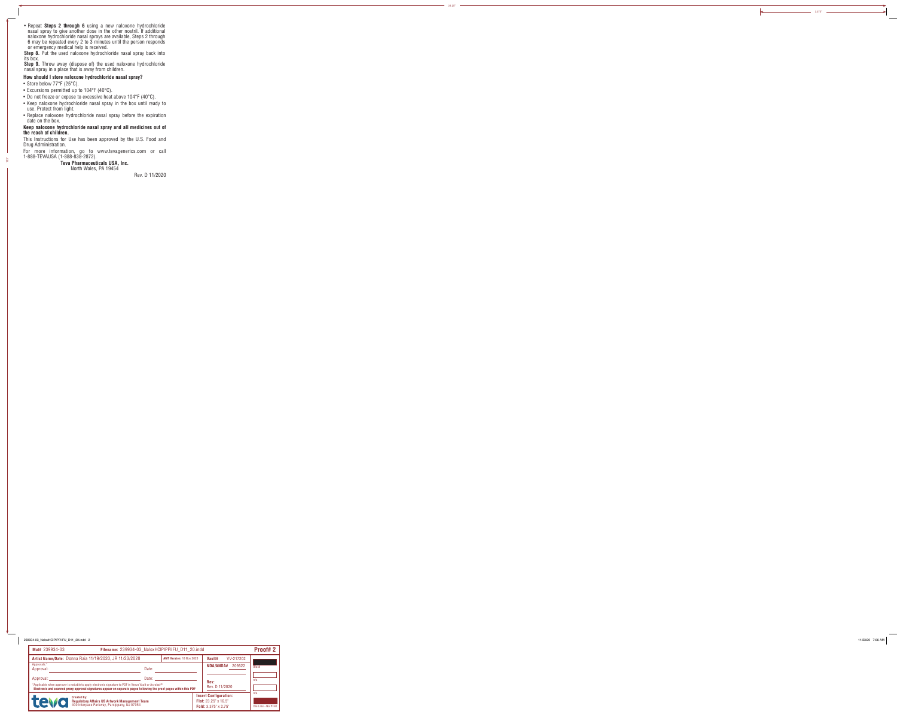- Repeat **Steps 2 through 6** using a new naloxone hydrochloride nasal spray to give another dose in the other nostril. If additional naloxone hydrochloride nasal sprays are available, Steps 2 through 6 may be repeated every 2 to 3 minutes until the person responds or emergency medical help is received.

**Step 8.** Put the used naloxone hydrochloride nasal spray back into its box.

**Step 9.** Throw away (dispose of) the used naloxone hydrochloride nasal spray in a place that is away from children.

**How should I store naloxone hydrochloride nasal spray?**

- Store below 77°F (25°C).
- Excursions permitted up to 104°F (40°C).
- Do not freeze or expose to excessive heat above 104°F (40°C).
- Keep naloxone hydrochloride nasal spray in the box until ready to use. Protect from light.
- Replace naloxone hydrochloride nasal spray before the expiration date on the box.

**Keep naloxone hydrochloride nasal spray and all medicines out of the reach of children.**

This Instructions for Use has been approved by the U.S. Food and Drug Administration.

For more information, go to www.tevagenerics.com or call 1-888-TEVAUSA (1-888-838-2872).

**Teva Pharmaceuticals USA, Inc.**
North Wales, PA 19454

Rev. D 11/2020

| Mat# 239934-03 | Filename: 239934-03_NaloxHClPIPPIIFU_D11_20.indd | | | Proof# 2 |
|---|---|---|---|---|
| Artist Name/Date: Donna Raia 11/19/2020, JR 11/23/2020 | | AMT Version: 18 Nov 2020 | Vault# VV-217202 | Black |
| Approvals:* Approval: Date: Approval: Date: *Applicable when approver is not able to apply electronic signature to PDF in Veeva Vault or Acrobat® Electronic and scanned proxy approval signatures appear on separate pages following the proof pages within this PDF | | | NDA/ANDA# 209522 Rev: Rev. D 11/2020 | n/a n/a |
| Created by: Regulatory Affairs US Artwork Management Team 400 Interpace Parkway, Parsippany, NJ 07054 | | | Insert Configuration: Flat: 23.25" x 16.5" Fold: 3.375" x 2.75" | Die Line - No Print |